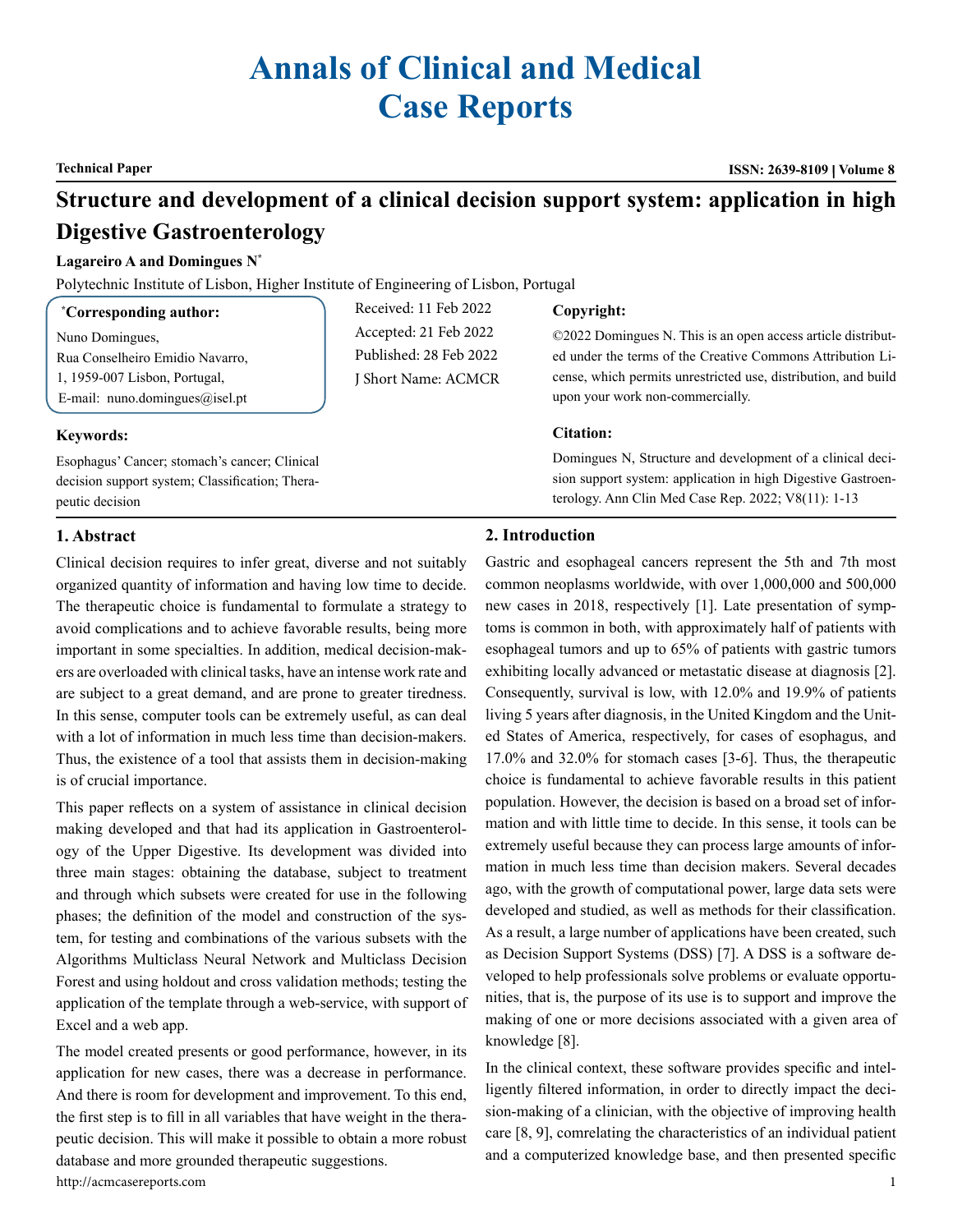# Annals of Clinical and Medical Case Reports

**Technical Paper** | **ISSN: 2639-8109 | Volume 8**

## Structure and development of a clinical decision support system: application in high Digestive Gastroenterology

**Lagareiro A and Domingues N***

Polytechnic Institute of Lisbon, Higher Institute of Engineering of Lisbon, Portugal

**\*Corresponding author:**
Nuno Domingues,
Rua Conselheiro Emidio Navarro,
1, 1959-007 Lisbon, Portugal,
E-mail: nuno.domingues@isel.pt

Received: 11 Feb 2022
Accepted: 21 Feb 2022
Published: 28 Feb 2022
J Short Name: ACMCR

**Copyright:**

©2022 Domingues N. This is an open access article distributed under the terms of the Creative Commons Attribution License, which permits unrestricted use, distribution, and build upon your work non-commercially.

**Keywords:**

Esophagus' Cancer; stomach's cancer; Clinical decision support system; Classification; Therapeutic decision

**Citation:**

Domingues N, Structure and development of a clinical decision support system: application in high Digestive Gastroenterology. Ann Clin Med Case Rep. 2022; V8(11): 1-13

### 1. Abstract

Clinical decision requires to infer great, diverse and not suitably organized quantity of information and having low time to decide. The therapeutic choice is fundamental to formulate a strategy to avoid complications and to achieve favorable results, being more important in some specialties. In addition, medical decision-makers are overloaded with clinical tasks, have an intense work rate and are subject to a great demand, and are prone to greater tiredness. In this sense, computer tools can be extremely useful, as can deal with a lot of information in much less time than decision-makers. Thus, the existence of a tool that assists them in decision-making is of crucial importance.

This paper reflects on a system of assistance in clinical decision making developed and that had its application in Gastroenterology of the Upper Digestive. Its development was divided into three main stages: obtaining the database, subject to treatment and through which subsets were created for use in the following phases; the definition of the model and construction of the system, for testing and combinations of the various subsets with the Algorithms Multiclass Neural Network and Multiclass Decision Forest and using holdout and cross validation methods; testing the application of the template through a web-service, with support of Excel and a web app.

The model created presents or good performance, however, in its application for new cases, there was a decrease in performance. And there is room for development and improvement. To this end, the first step is to fill in all variables that have weight in the therapeutic decision. This will make it possible to obtain a more robust database and more grounded therapeutic suggestions.

### 2. Introduction

Gastric and esophageal cancers represent the 5th and 7th most common neoplasms worldwide, with over 1,000,000 and 500,000 new cases in 2018, respectively [1]. Late presentation of symptoms is common in both, with approximately half of patients with esophageal tumors and up to 65% of patients with gastric tumors exhibiting locally advanced or metastatic disease at diagnosis [2]. Consequently, survival is low, with 12.0% and 19.9% of patients living 5 years after diagnosis, in the United Kingdom and the United States of America, respectively, for cases of esophagus, and 17.0% and 32.0% for stomach cases [3-6]. Thus, the therapeutic choice is fundamental to achieve favorable results in this patient population. However, the decision is based on a broad set of information and with little time to decide. In this sense, it tools can be extremely useful because they can process large amounts of information in much less time than decision makers. Several decades ago, with the growth of computational power, large data sets were developed and studied, as well as methods for their classification. As a result, a large number of applications have been created, such as Decision Support Systems (DSS) [7]. A DSS is a software developed to help professionals solve problems or evaluate opportunities, that is, the purpose of its use is to support and improve the making of one or more decisions associated with a given area of knowledge [8].

In the clinical context, these software provides specific and intelligently filtered information, in order to directly impact the decision-making of a clinician, with the objective of improving health care [8, 9], comrelating the characteristics of an individual patient and a computerized knowledge base, and then presented specific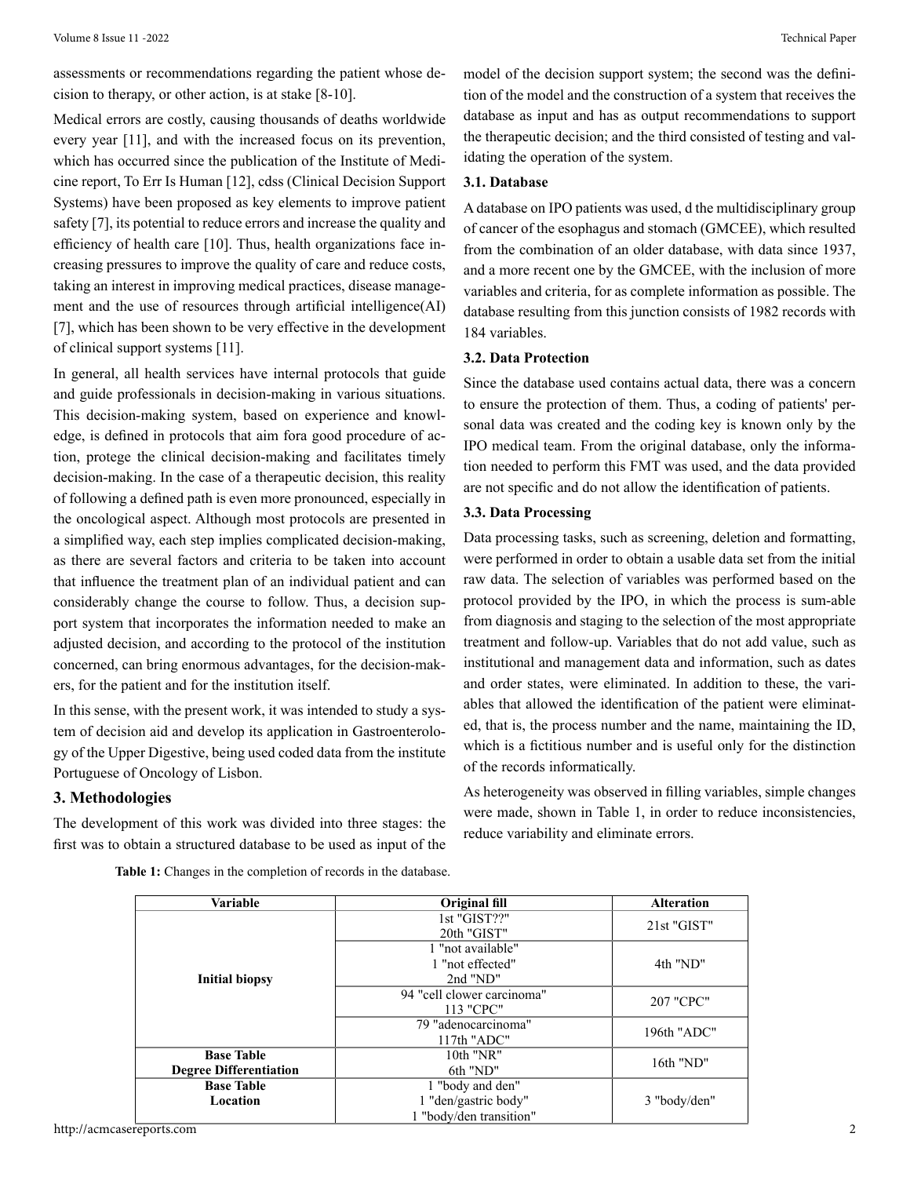assessments or recommendations regarding the patient whose decision to therapy, or other action, is at stake [8-10].

Medical errors are costly, causing thousands of deaths worldwide every year [11], and with the increased focus on its prevention, which has occurred since the publication of the Institute of Medicine report, To Err Is Human [12], cdss (Clinical Decision Support Systems) have been proposed as key elements to improve patient safety [7], its potential to reduce errors and increase the quality and efficiency of health care [10]. Thus, health organizations face increasing pressures to improve the quality of care and reduce costs, taking an interest in improving medical practices, disease management and the use of resources through artificial intelligence(AI) [7], which has been shown to be very effective in the development of clinical support systems [11].

In general, all health services have internal protocols that guide and guide professionals in decision-making in various situations. This decision-making system, based on experience and knowledge, is defined in protocols that aim fora good procedure of action, protege the clinical decision-making and facilitates timely decision-making. In the case of a therapeutic decision, this reality of following a defined path is even more pronounced, especially in the oncological aspect. Although most protocols are presented in a simplified way, each step implies complicated decision-making, as there are several factors and criteria to be taken into account that influence the treatment plan of an individual patient and can considerably change the course to follow. Thus, a decision support system that incorporates the information needed to make an adjusted decision, and according to the protocol of the institution concerned, can bring enormous advantages, for the decision-makers, for the patient and for the institution itself.

In this sense, with the present work, it was intended to study a system of decision aid and develop its application in Gastroenterology of the Upper Digestive, being used coded data from the institute Portuguese of Oncology of Lisbon.

## 3. Methodologies

The development of this work was divided into three stages: the first was to obtain a structured database to be used as input of the model of the decision support system; the second was the definition of the model and the construction of a system that receives the database as input and has as output recommendations to support the therapeutic decision; and the third consisted of testing and validating the operation of the system.

### 3.1. Database

A database on IPO patients was used, d the multidisciplinary group of cancer of the esophagus and stomach (GMCEE), which resulted from the combination of an older database, with data since 1937, and a more recent one by the GMCEE, with the inclusion of more variables and criteria, for as complete information as possible. The database resulting from this junction consists of 1982 records with 184 variables.

### 3.2. Data Protection

Since the database used contains actual data, there was a concern to ensure the protection of them. Thus, a coding of patients' personal data was created and the coding key is known only by the IPO medical team. From the original database, only the information needed to perform this FMT was used, and the data provided are not specific and do not allow the identification of patients.

### 3.3. Data Processing

Data processing tasks, such as screening, deletion and formatting, were performed in order to obtain a usable data set from the initial raw data. The selection of variables was performed based on the protocol provided by the IPO, in which the process is sum-able from diagnosis and staging to the selection of the most appropriate treatment and follow-up. Variables that do not add value, such as institutional and management data and information, such as dates and order states, were eliminated. In addition to these, the variables that allowed the identification of the patient were eliminated, that is, the process number and the name, maintaining the ID, which is a fictitious number and is useful only for the distinction of the records informatically.

As heterogeneity was observed in filling variables, simple changes were made, shown in Table 1, in order to reduce inconsistencies, reduce variability and eliminate errors.

**Table 1:** Changes in the completion of records in the database.

| Variable | Original fill | Alteration |
|---|---|---|
| **Initial biopsy** | 1st "GIST??"<br>20th "GIST" | 21st "GIST" |
| | 1 "not available"<br>1 "not effected"<br>2nd "ND" | 4th "ND" |
| | 94 "cell clower carcinoma"<br>113 "CPC" | 207 "CPC" |
| | 79 "adenocarcinoma"<br>117th "ADC" | 196th "ADC" |
| **Base Table Degree Differentiation** | 10th "NR"<br>6th "ND" | 16th "ND" |
| **Base Table Location** | 1 "body and den"<br>1 "den/gastric body"<br>1 "body/den transition" | 3 "body/den" |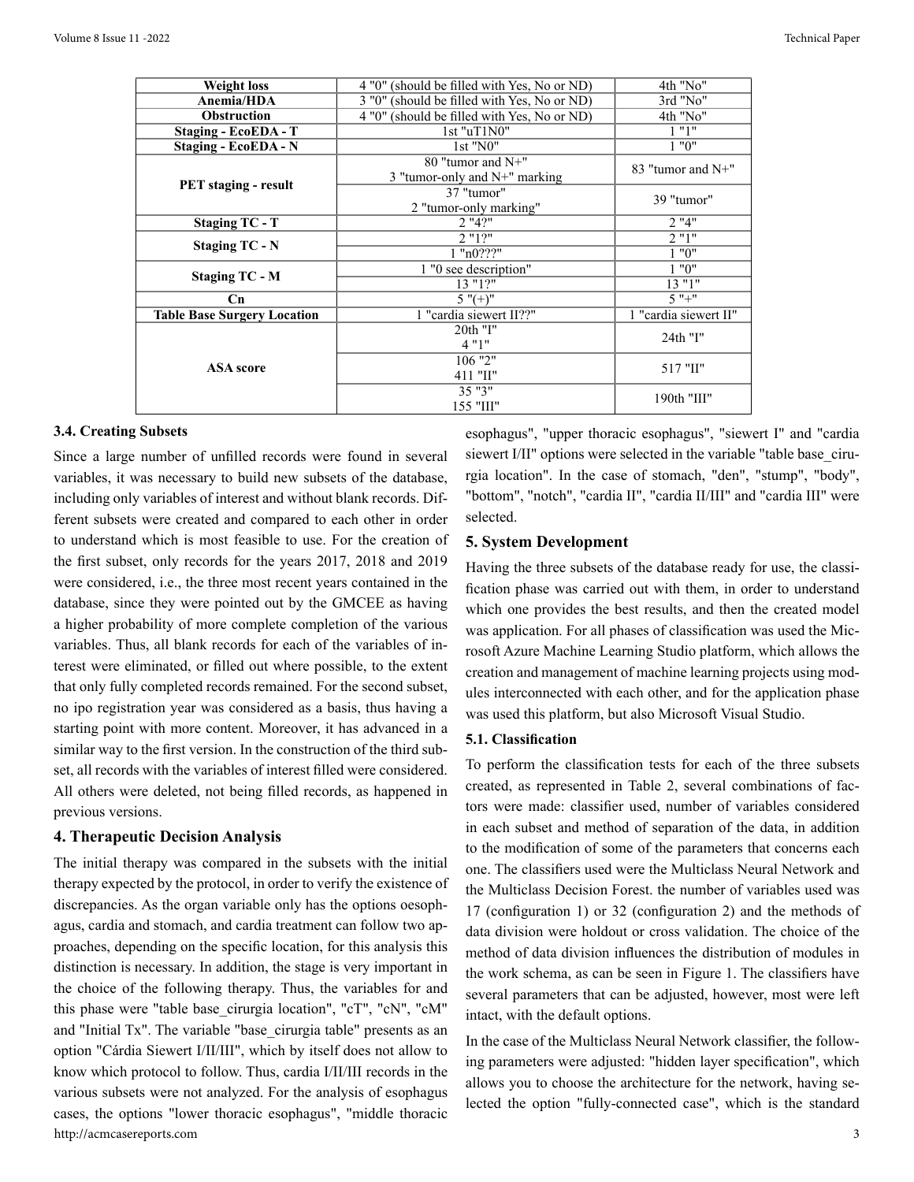| Weight loss | 4 "0" (should be filled with Yes, No or ND) | 4th "No" |
|---|---|---|
| Anemia/HDA | 3 "0" (should be filled with Yes, No or ND) | 3rd "No" |
| Obstruction | 4 "0" (should be filled with Yes, No or ND) | 4th "No" |
| Staging - EcoEDA - T | 1st "uT1N0" | 1 "1" |
| Staging - EcoEDA - N | 1st "N0" | 1 "0" |
| PET staging - result | 80 "tumor and N+" 3 "tumor-only and N+" marking | 83 "tumor and N+" |
| | 37 "tumor" 2 "tumor-only marking" | 39 "tumor" |
| Staging TC - T | 2 "4?" | 2 "4" |
| Staging TC - N | 2 "1?" | 2 "1" |
| | 1 "n0???" | 1 "0" |
| Staging TC - M | 1 "0 see description" | 1 "0" |
| | 13 "1?" | 13 "1" |
| Cn | 5 "(+)" | 5 "+" |
| Table Base Surgery Location | 1 "cardia siewert II??" | 1 "cardia siewert II" |
| ASA score | 20th "I" 4 "1" | 24th "I" |
| | 106 "2" 411 "II" | 517 "II" |
| | 35 "3" 155 "III" | 190th "III" |

### 3.4. Creating Subsets

Since a large number of unfilled records were found in several variables, it was necessary to build new subsets of the database, including only variables of interest and without blank records. Different subsets were created and compared to each other in order to understand which is most feasible to use. For the creation of the first subset, only records for the years 2017, 2018 and 2019 were considered, i.e., the three most recent years contained in the database, since they were pointed out by the GMCEE as having a higher probability of more complete completion of the various variables. Thus, all blank records for each of the variables of interest were eliminated, or filled out where possible, to the extent that only fully completed records remained. For the second subset, no ipo registration year was considered as a basis, thus having a starting point with more content. Moreover, it has advanced in a similar way to the first version. In the construction of the third subset, all records with the variables of interest filled were considered. All others were deleted, not being filled records, as happened in previous versions.

## 4. Therapeutic Decision Analysis

The initial therapy was compared in the subsets with the initial therapy expected by the protocol, in order to verify the existence of discrepancies. As the organ variable only has the options oesophagus, cardia and stomach, and cardia treatment can follow two approaches, depending on the specific location, for this analysis this distinction is necessary. In addition, the stage is very important in the choice of the following therapy. Thus, the variables for and this phase were "table base_cirurgia location", "cT", "cN", "cM" and "Initial Tx". The variable "base_cirurgia table" presents as an option "Cárdia Siewert I/II/III", which by itself does not allow to know which protocol to follow. Thus, cardia I/II/III records in the various subsets were not analyzed. For the analysis of esophagus cases, the options "lower thoracic esophagus", "middle thoracic esophagus", "upper thoracic esophagus", "siewert I" and "cardia siewert I/II" options were selected in the variable "table base_cirurgia location". In the case of stomach, "den", "stump", "body", "bottom", "notch", "cardia II", "cardia II/III" and "cardia III" were selected.

## 5. System Development

Having the three subsets of the database ready for use, the classification phase was carried out with them, in order to understand which one provides the best results, and then the created model was application. For all phases of classification was used the Microsoft Azure Machine Learning Studio platform, which allows the creation and management of machine learning projects using modules interconnected with each other, and for the application phase was used this platform, but also Microsoft Visual Studio.

### 5.1. Classification

To perform the classification tests for each of the three subsets created, as represented in Table 2, several combinations of factors were made: classifier used, number of variables considered in each subset and method of separation of the data, in addition to the modification of some of the parameters that concerns each one. The classifiers used were the Multiclass Neural Network and the Multiclass Decision Forest. the number of variables used was 17 (configuration 1) or 32 (configuration 2) and the methods of data division were holdout or cross validation. The choice of the method of data division influences the distribution of modules in the work schema, as can be seen in Figure 1. The classifiers have several parameters that can be adjusted, however, most were left intact, with the default options.

In the case of the Multiclass Neural Network classifier, the following parameters were adjusted: "hidden layer specification", which allows you to choose the architecture for the network, having selected the option "fully-connected case", which is the standard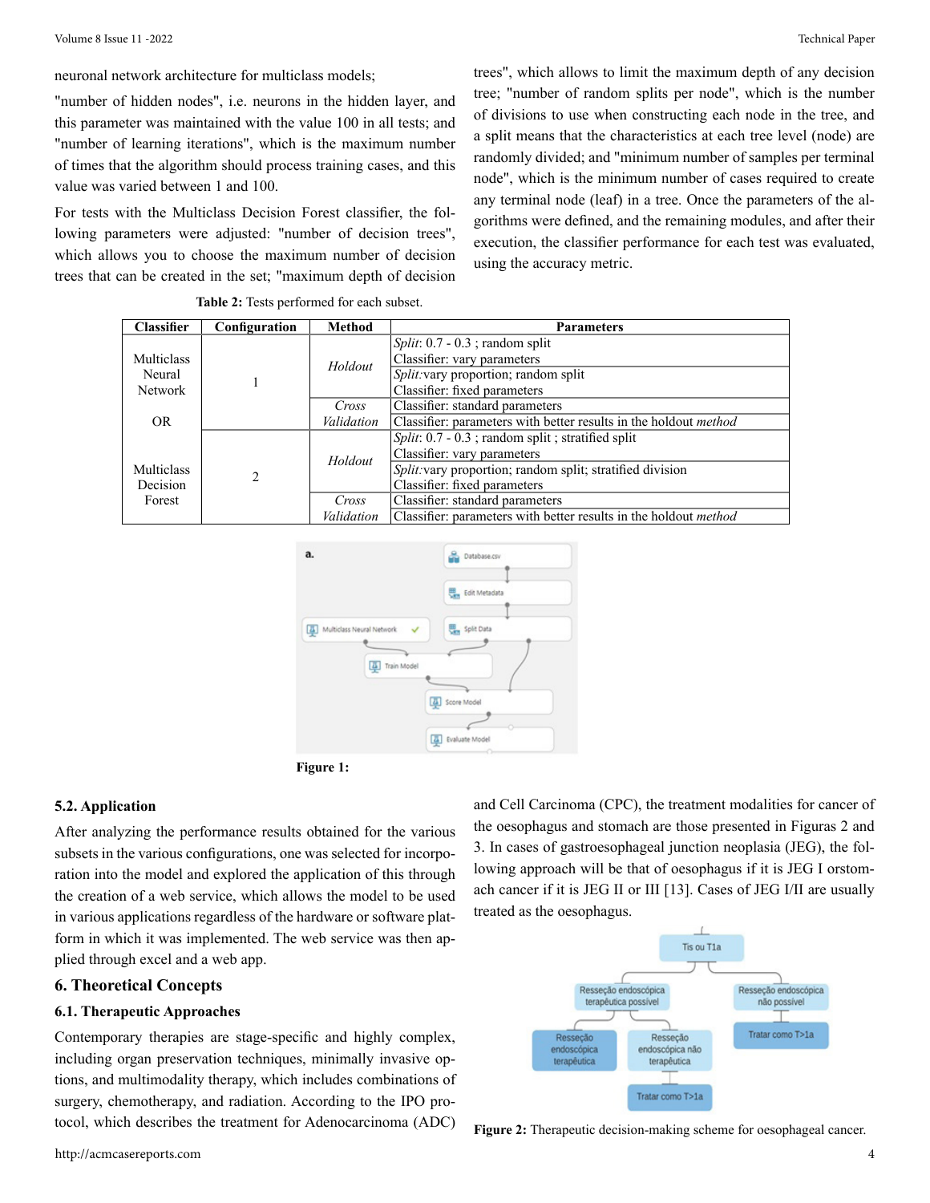neuronal network architecture for multiclass models;

"number of hidden nodes", i.e. neurons in the hidden layer, and this parameter was maintained with the value 100 in all tests; and "number of learning iterations", which is the maximum number of times that the algorithm should process training cases, and this value was varied between 1 and 100.

For tests with the Multiclass Decision Forest classifier, the following parameters were adjusted: "number of decision trees", which allows you to choose the maximum number of decision trees that can be created in the set; "maximum depth of decision trees", which allows to limit the maximum depth of any decision tree; "number of random splits per node", which is the number of divisions to use when constructing each node in the tree, and a split means that the characteristics at each tree level (node) are randomly divided; and "minimum number of samples per terminal node", which is the minimum number of cases required to create any terminal node (leaf) in a tree. Once the parameters of the algorithms were defined, and the remaining modules, and after their execution, the classifier performance for each test was evaluated, using the accuracy metric.

**Table 2:** Tests performed for each subset.

| Classifier | Configuration | Method | Parameters |
|---|---|---|---|
| Multiclass Neural Network | 1 | *Holdout* | *Split*: 0.7 - 0.3 ; random split<br>Classifier: vary parameters |
| | | | *Split:*vary proportion; random split<br>Classifier: fixed parameters |
| | | *Cross Validation* | Classifier: standard parameters |
| OR | | | Classifier: parameters with better results in the holdout *method* |
| Multiclass Decision Forest | 2 | *Holdout* | *Split*: 0.7 - 0.3 ; random split ; stratified split<br>Classifier: vary parameters |
| | | | *Split:*vary proportion; random split; stratified division<br>Classifier: fixed parameters |
| | | *Cross Validation* | Classifier: standard parameters |
| | | | Classifier: parameters with better results in the holdout *method* |

**Figure 1:**

### 5.2. Application

After analyzing the performance results obtained for the various subsets in the various configurations, one was selected for incorporation into the model and explored the application of this through the creation of a web service, which allows the model to be used in various applications regardless of the hardware or software platform in which it was implemented. The web service was then applied through excel and a web app.

## 6. Theoretical Concepts

### 6.1. Therapeutic Approaches

Contemporary therapies are stage-specific and highly complex, including organ preservation techniques, minimally invasive options, and multimodality therapy, which includes combinations of surgery, chemotherapy, and radiation. According to the IPO protocol, which describes the treatment for Adenocarcinoma (ADC) and Cell Carcinoma (CPC), the treatment modalities for cancer of the oesophagus and stomach are those presented in Figuras 2 and 3. In cases of gastroesophageal junction neoplasia (JEG), the following approach will be that of oesophagus if it is JEG I orstomach cancer if it is JEG II or III [13]. Cases of JEG I/II are usually treated as the oesophagus.

**Figure 2:** Therapeutic decision-making scheme for oesophageal cancer.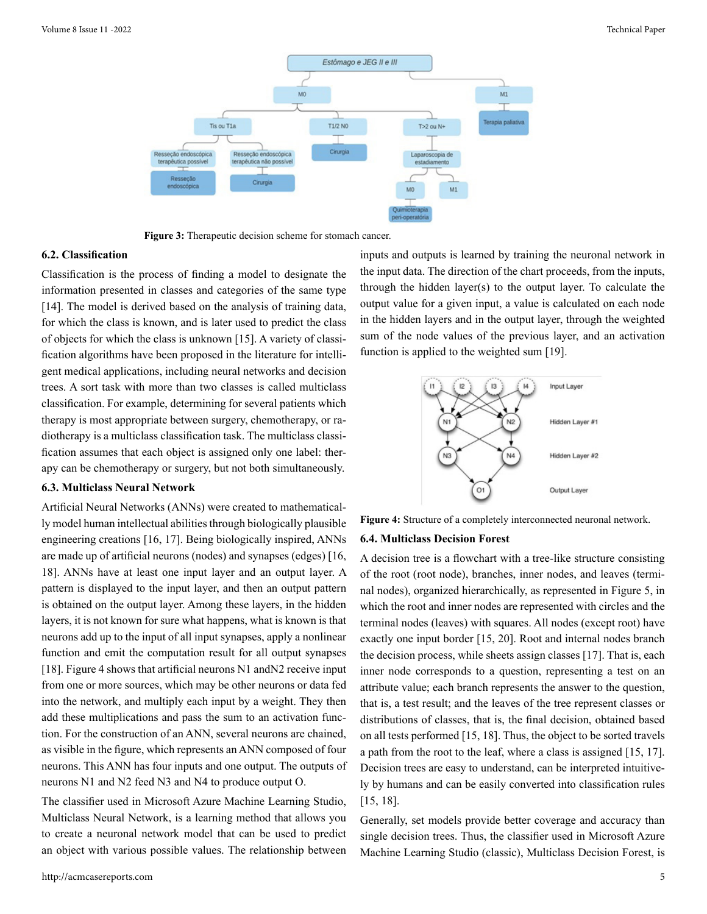Figure 3: Therapeutic decision scheme for stomach cancer.

### 6.2. Classification

Classification is the process of finding a model to designate the information presented in classes and categories of the same type [14]. The model is derived based on the analysis of training data, for which the class is known, and is later used to predict the class of objects for which the class is unknown [15]. A variety of classification algorithms have been proposed in the literature for intelligent medical applications, including neural networks and decision trees. A sort task with more than two classes is called multiclass classification. For example, determining for several patients which therapy is most appropriate between surgery, chemotherapy, or radiotherapy is a multiclass classification task. The multiclass classification assumes that each object is assigned only one label: therapy can be chemotherapy or surgery, but not both simultaneously.

### 6.3. Multiclass Neural Network

Artificial Neural Networks (ANNs) were created to mathematically model human intellectual abilities through biologically plausible engineering creations [16, 17]. Being biologically inspired, ANNs are made up of artificial neurons (nodes) and synapses (edges) [16, 18]. ANNs have at least one input layer and an output layer. A pattern is displayed to the input layer, and then an output pattern is obtained on the output layer. Among these layers, in the hidden layers, it is not known for sure what happens, what is known is that neurons add up to the input of all input synapses, apply a nonlinear function and emit the computation result for all output synapses [18]. Figure 4 shows that artificial neurons N1 andN2 receive input from one or more sources, which may be other neurons or data fed into the network, and multiply each input by a weight. They then add these multiplications and pass the sum to an activation function. For the construction of an ANN, several neurons are chained, as visible in the figure, which represents an ANN composed of four neurons. This ANN has four inputs and one output. The outputs of neurons N1 and N2 feed N3 and N4 to produce output O.

The classifier used in Microsoft Azure Machine Learning Studio, Multiclass Neural Network, is a learning method that allows you to create a neuronal network model that can be used to predict an object with various possible values. The relationship between inputs and outputs is learned by training the neuronal network in the input data. The direction of the chart proceeds, from the inputs, through the hidden layer(s) to the output layer. To calculate the output value for a given input, a value is calculated on each node in the hidden layers and in the output layer, through the weighted sum of the node values of the previous layer, and an activation function is applied to the weighted sum [19].

Figure 4: Structure of a completely interconnected neuronal network.

### 6.4. Multiclass Decision Forest

A decision tree is a flowchart with a tree-like structure consisting of the root (root node), branches, inner nodes, and leaves (terminal nodes), organized hierarchically, as represented in Figure 5, in which the root and inner nodes are represented with circles and the terminal nodes (leaves) with squares. All nodes (except root) have exactly one input border [15, 20]. Root and internal nodes branch the decision process, while sheets assign classes [17]. That is, each inner node corresponds to a question, representing a test on an attribute value; each branch represents the answer to the question, that is, a test result; and the leaves of the tree represent classes or distributions of classes, that is, the final decision, obtained based on all tests performed [15, 18]. Thus, the object to be sorted travels a path from the root to the leaf, where a class is assigned [15, 17]. Decision trees are easy to understand, can be interpreted intuitively by humans and can be easily converted into classification rules [15, 18].

Generally, set models provide better coverage and accuracy than single decision trees. Thus, the classifier used in Microsoft Azure Machine Learning Studio (classic), Multiclass Decision Forest, is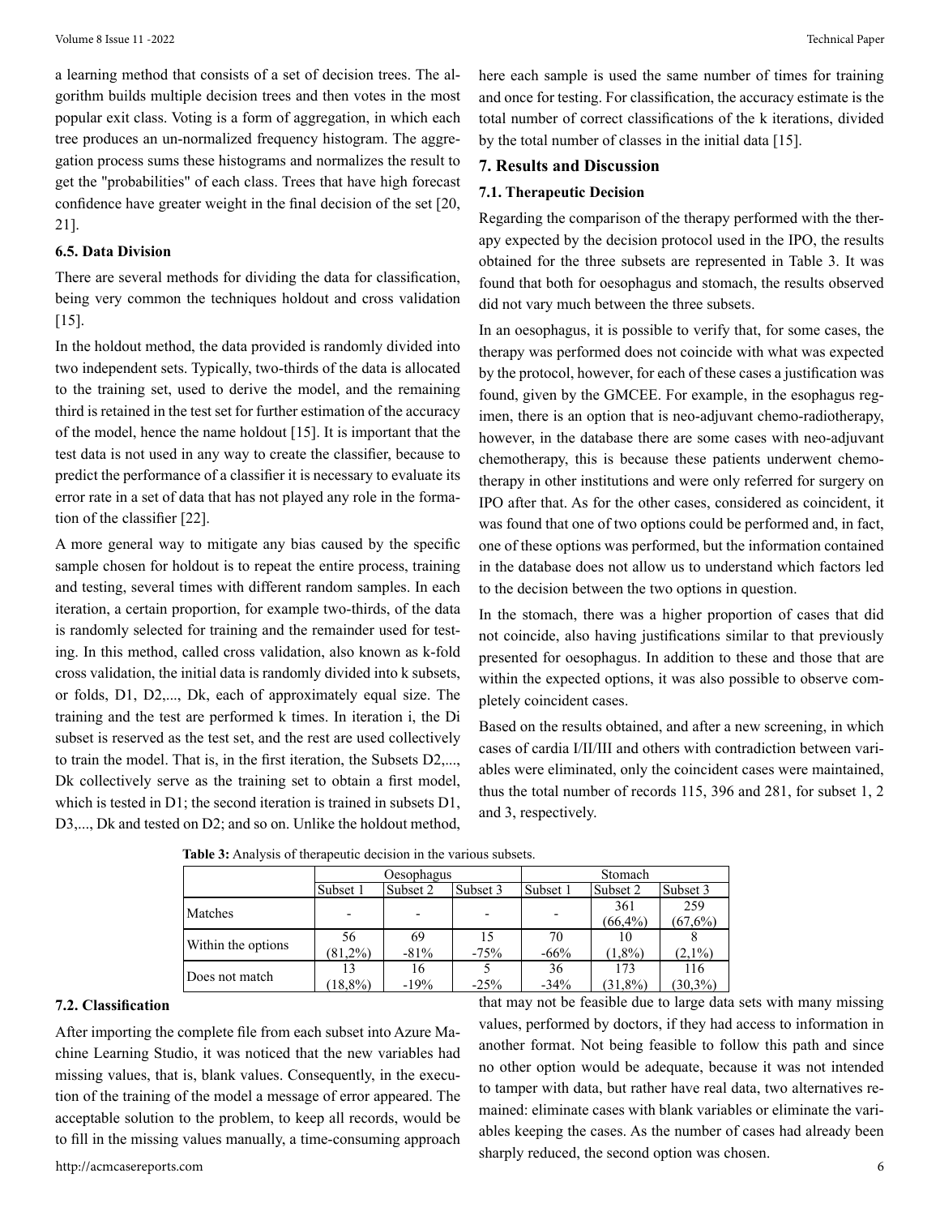a learning method that consists of a set of decision trees. The algorithm builds multiple decision trees and then votes in the most popular exit class. Voting is a form of aggregation, in which each tree produces an un-normalized frequency histogram. The aggregation process sums these histograms and normalizes the result to get the "probabilities" of each class. Trees that have high forecast confidence have greater weight in the final decision of the set [20, 21].

### 6.5. Data Division

There are several methods for dividing the data for classification, being very common the techniques holdout and cross validation [15].

In the holdout method, the data provided is randomly divided into two independent sets. Typically, two-thirds of the data is allocated to the training set, used to derive the model, and the remaining third is retained in the test set for further estimation of the accuracy of the model, hence the name holdout [15]. It is important that the test data is not used in any way to create the classifier, because to predict the performance of a classifier it is necessary to evaluate its error rate in a set of data that has not played any role in the formation of the classifier [22].

A more general way to mitigate any bias caused by the specific sample chosen for holdout is to repeat the entire process, training and testing, several times with different random samples. In each iteration, a certain proportion, for example two-thirds, of the data is randomly selected for training and the remainder used for testing. In this method, called cross validation, also known as k-fold cross validation, the initial data is randomly divided into k subsets, or folds, D1, D2,..., Dk, each of approximately equal size. The training and the test are performed k times. In iteration i, the Di subset is reserved as the test set, and the rest are used collectively to train the model. That is, in the first iteration, the Subsets D2,..., Dk collectively serve as the training set to obtain a first model, which is tested in D1; the second iteration is trained in subsets D1, D3,..., Dk and tested on D2; and so on. Unlike the holdout method, here each sample is used the same number of times for training and once for testing. For classification, the accuracy estimate is the total number of correct classifications of the k iterations, divided by the total number of classes in the initial data [15].

## 7. Results and Discussion

### 7.1. Therapeutic Decision

Regarding the comparison of the therapy performed with the therapy expected by the decision protocol used in the IPO, the results obtained for the three subsets are represented in Table 3. It was found that both for oesophagus and stomach, the results observed did not vary much between the three subsets.

In an oesophagus, it is possible to verify that, for some cases, the therapy was performed does not coincide with what was expected by the protocol, however, for each of these cases a justification was found, given by the GMCEE. For example, in the esophagus regimen, there is an option that is neo-adjuvant chemo-radiotherapy, however, in the database there are some cases with neo-adjuvant chemotherapy, this is because these patients underwent chemotherapy in other institutions and were only referred for surgery on IPO after that. As for the other cases, considered as coincident, it was found that one of two options could be performed and, in fact, one of these options was performed, but the information contained in the database does not allow us to understand which factors led to the decision between the two options in question.

In the stomach, there was a higher proportion of cases that did not coincide, also having justifications similar to that previously presented for oesophagus. In addition to these and those that are within the expected options, it was also possible to observe completely coincident cases.

Based on the results obtained, and after a new screening, in which cases of cardia I/II/III and others with contradiction between variables were eliminated, only the coincident cases were maintained, thus the total number of records 115, 396 and 281, for subset 1, 2 and 3, respectively.

**Table 3:** Analysis of therapeutic decision in the various subsets.

| | Oesophagus | | | Stomach | | |
|---|---|---|---|---|---|---|
| | Subset 1 | Subset 2 | Subset 3 | Subset 1 | Subset 2 | Subset 3 |
| Matches | - | - | - | - | 361 (66,4%) | 259 (67,6%) |
| Within the options | 56 (81,2%) | 69 -81% | 15 -75% | 70 -66% | 10 (1,8%) | 8 (2,1%) |
| Does not match | 13 (18,8%) | 16 -19% | 5 -25% | 36 -34% | 173 (31,8%) | 116 (30,3%) |

### 7.2. Classification

After importing the complete file from each subset into Azure Machine Learning Studio, it was noticed that the new variables had missing values, that is, blank values. Consequently, in the execution of the training of the model a message of error appeared. The acceptable solution to the problem, to keep all records, would be to fill in the missing values manually, a time-consuming approach that may not be feasible due to large data sets with many missing values, performed by doctors, if they had access to information in another format. Not being feasible to follow this path and since no other option would be adequate, because it was not intended to tamper with data, but rather have real data, two alternatives remained: eliminate cases with blank variables or eliminate the variables keeping the cases. As the number of cases had already been sharply reduced, the second option was chosen.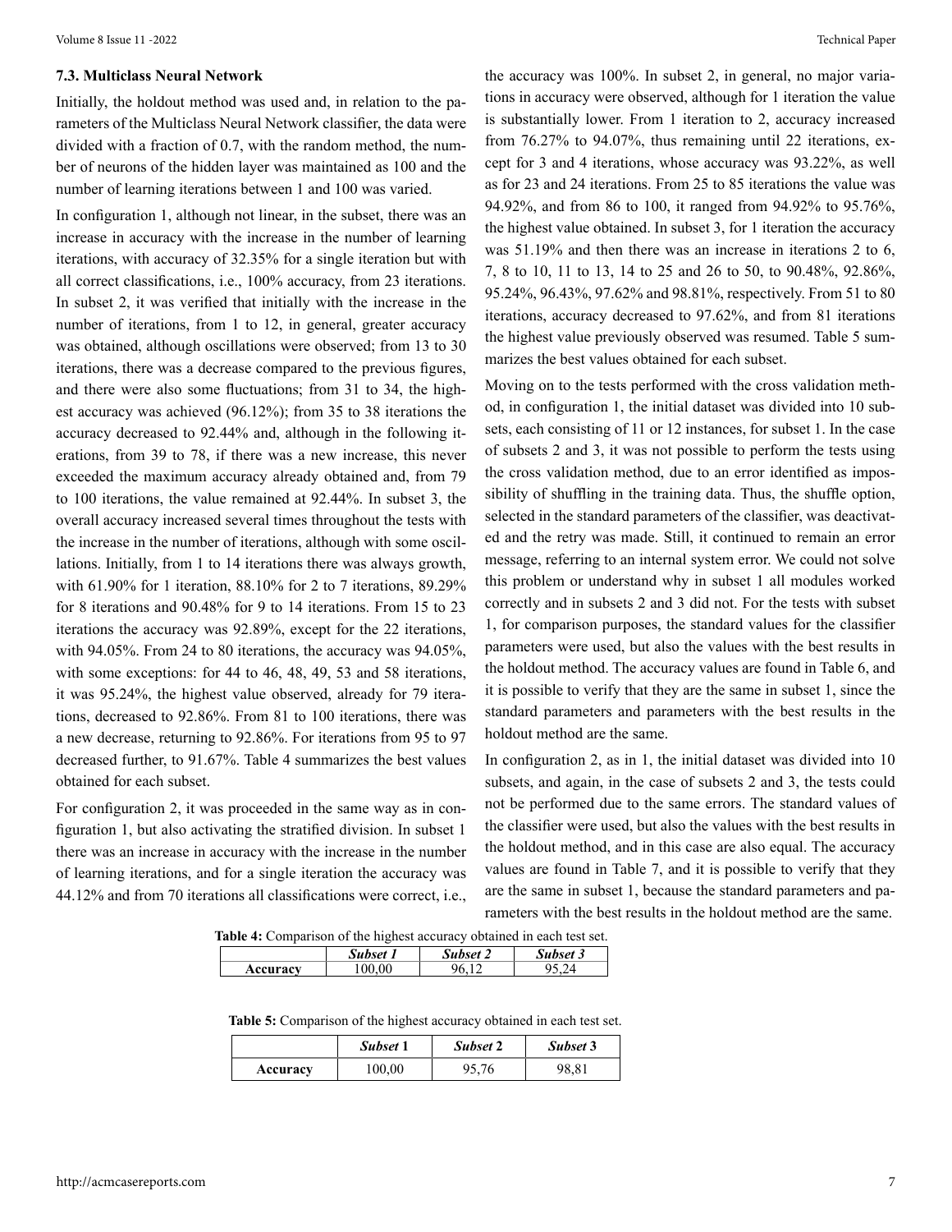### 7.3. Multiclass Neural Network

Initially, the holdout method was used and, in relation to the parameters of the Multiclass Neural Network classifier, the data were divided with a fraction of 0.7, with the random method, the number of neurons of the hidden layer was maintained as 100 and the number of learning iterations between 1 and 100 was varied.

In configuration 1, although not linear, in the subset, there was an increase in accuracy with the increase in the number of learning iterations, with accuracy of 32.35% for a single iteration but with all correct classifications, i.e., 100% accuracy, from 23 iterations. In subset 2, it was verified that initially with the increase in the number of iterations, from 1 to 12, in general, greater accuracy was obtained, although oscillations were observed; from 13 to 30 iterations, there was a decrease compared to the previous figures, and there were also some fluctuations; from 31 to 34, the highest accuracy was achieved (96.12%); from 35 to 38 iterations the accuracy decreased to 92.44% and, although in the following iterations, from 39 to 78, if there was a new increase, this never exceeded the maximum accuracy already obtained and, from 79 to 100 iterations, the value remained at 92.44%. In subset 3, the overall accuracy increased several times throughout the tests with the increase in the number of iterations, although with some oscillations. Initially, from 1 to 14 iterations there was always growth, with 61.90% for 1 iteration, 88.10% for 2 to 7 iterations, 89.29% for 8 iterations and 90.48% for 9 to 14 iterations. From 15 to 23 iterations the accuracy was 92.89%, except for the 22 iterations, with 94.05%. From 24 to 80 iterations, the accuracy was 94.05%, with some exceptions: for 44 to 46, 48, 49, 53 and 58 iterations, it was 95.24%, the highest value observed, already for 79 iterations, decreased to 92.86%. From 81 to 100 iterations, there was a new decrease, returning to 92.86%. For iterations from 95 to 97 decreased further, to 91.67%. Table 4 summarizes the best values obtained for each subset.

For configuration 2, it was proceeded in the same way as in configuration 1, but also activating the stratified division. In subset 1 there was an increase in accuracy with the increase in the number of learning iterations, and for a single iteration the accuracy was 44.12% and from 70 iterations all classifications were correct, i.e., the accuracy was 100%. In subset 2, in general, no major variations in accuracy were observed, although for 1 iteration the value is substantially lower. From 1 iteration to 2, accuracy increased from 76.27% to 94.07%, thus remaining until 22 iterations, except for 3 and 4 iterations, whose accuracy was 93.22%, as well as for 23 and 24 iterations. From 25 to 85 iterations the value was 94.92%, and from 86 to 100, it ranged from 94.92% to 95.76%, the highest value obtained. In subset 3, for 1 iteration the accuracy was 51.19% and then there was an increase in iterations 2 to 6, 7, 8 to 10, 11 to 13, 14 to 25 and 26 to 50, to 90.48%, 92.86%, 95.24%, 96.43%, 97.62% and 98.81%, respectively. From 51 to 80 iterations, accuracy decreased to 97.62%, and from 81 iterations the highest value previously observed was resumed. Table 5 summarizes the best values obtained for each subset.

Moving on to the tests performed with the cross validation method, in configuration 1, the initial dataset was divided into 10 subsets, each consisting of 11 or 12 instances, for subset 1. In the case of subsets 2 and 3, it was not possible to perform the tests using the cross validation method, due to an error identified as impossibility of shuffling in the training data. Thus, the shuffle option, selected in the standard parameters of the classifier, was deactivated and the retry was made. Still, it continued to remain an error message, referring to an internal system error. We could not solve this problem or understand why in subset 1 all modules worked correctly and in subsets 2 and 3 did not. For the tests with subset 1, for comparison purposes, the standard values for the classifier parameters were used, but also the values with the best results in the holdout method. The accuracy values are found in Table 6, and it is possible to verify that they are the same in subset 1, since the standard parameters and parameters with the best results in the holdout method are the same.

In configuration 2, as in 1, the initial dataset was divided into 10 subsets, and again, in the case of subsets 2 and 3, the tests could not be performed due to the same errors. The standard values of the classifier were used, but also the values with the best results in the holdout method, and in this case are also equal. The accuracy values are found in Table 7, and it is possible to verify that they are the same in subset 1, because the standard parameters and parameters with the best results in the holdout method are the same.

**Table 4:** Comparison of the highest accuracy obtained in each test set.

| | *Subset 1* | *Subset 2* | *Subset 3* |
|---|---|---|---|
| **Accuracy** | 100,00 | 96,12 | 95,24 |

**Table 5:** Comparison of the highest accuracy obtained in each test set.

| | *Subset* 1 | *Subset* 2 | *Subset* 3 |
|---|---|---|---|
| **Accuracy** | 100,00 | 95,76 | 98,81 |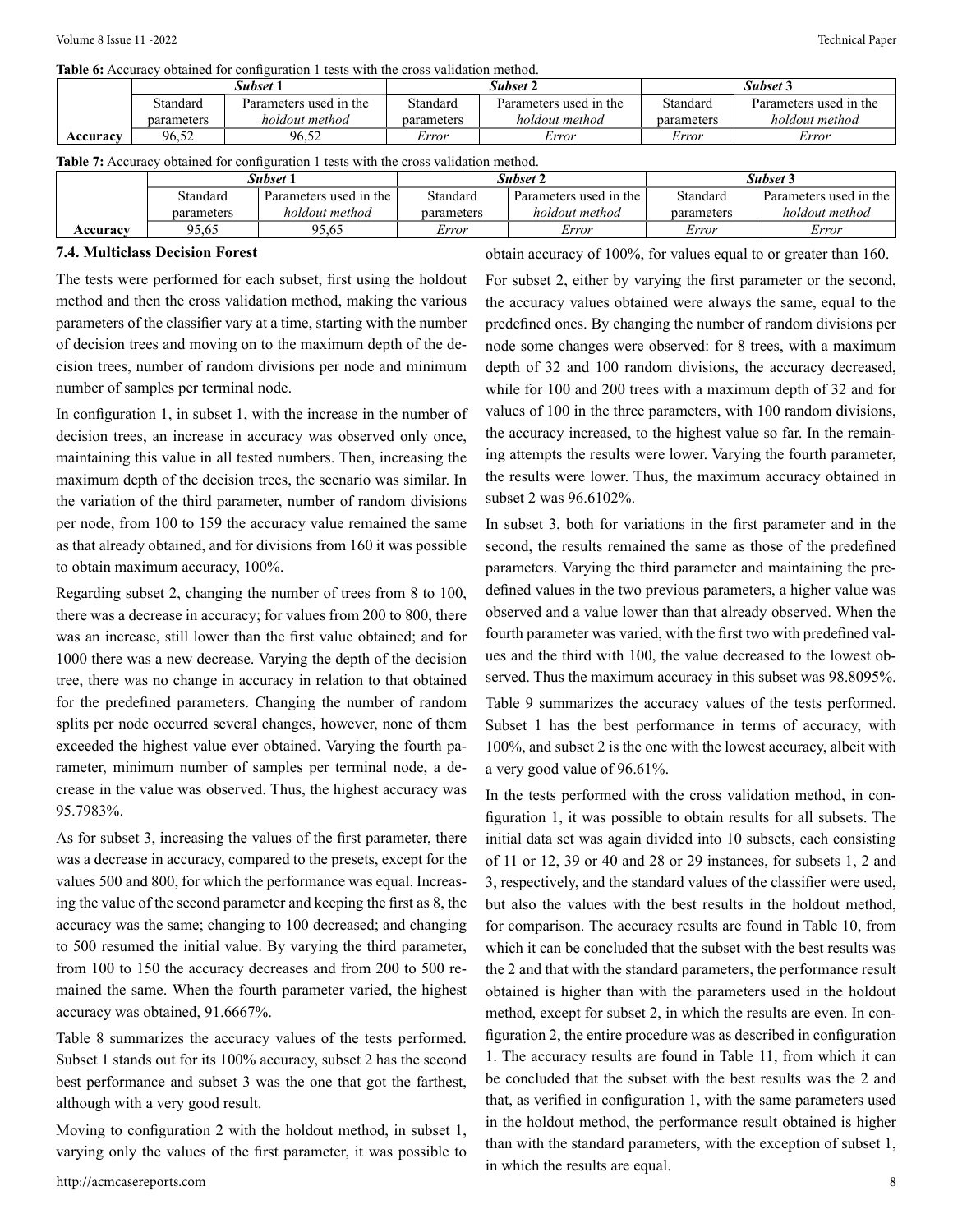**Table 6:** Accuracy obtained for configuration 1 tests with the cross validation method.

| | ***Subset* 1** | | ***Subset* 2** | | ***Subset* 3** | |
|---|---|---|---|---|---|---|
| | Standard parameters | Parameters used in the *holdout method* | Standard parameters | Parameters used in the *holdout method* | Standard parameters | Parameters used in the *holdout method* |
| **Accuracy** | 96,52 | 96,52 | *Error* | *Error* | *Error* | *Error* |

**Table 7:** Accuracy obtained for configuration 1 tests with the cross validation method.

| | ***Subset* 1** | | ***Subset* 2** | | ***Subset* 3** | |
|---|---|---|---|---|---|---|
| | Standard parameters | Parameters used in the *holdout method* | Standard parameters | Parameters used in the *holdout method* | Standard parameters | Parameters used in the *holdout method* |
| **Accuracy** | 95,65 | 95,65 | *Error* | *Error* | *Error* | *Error* |

### 7.4. Multiclass Decision Forest

The tests were performed for each subset, first using the holdout method and then the cross validation method, making the various parameters of the classifier vary at a time, starting with the number of decision trees and moving on to the maximum depth of the decision trees, number of random divisions per node and minimum number of samples per terminal node.

In configuration 1, in subset 1, with the increase in the number of decision trees, an increase in accuracy was observed only once, maintaining this value in all tested numbers. Then, increasing the maximum depth of the decision trees, the scenario was similar. In the variation of the third parameter, number of random divisions per node, from 100 to 159 the accuracy value remained the same as that already obtained, and for divisions from 160 it was possible to obtain maximum accuracy, 100%.

Regarding subset 2, changing the number of trees from 8 to 100, there was a decrease in accuracy; for values from 200 to 800, there was an increase, still lower than the first value obtained; and for 1000 there was a new decrease. Varying the depth of the decision tree, there was no change in accuracy in relation to that obtained for the predefined parameters. Changing the number of random splits per node occurred several changes, however, none of them exceeded the highest value ever obtained. Varying the fourth parameter, minimum number of samples per terminal node, a decrease in the value was observed. Thus, the highest accuracy was 95.7983%.

As for subset 3, increasing the values of the first parameter, there was a decrease in accuracy, compared to the presets, except for the values 500 and 800, for which the performance was equal. Increasing the value of the second parameter and keeping the first as 8, the accuracy was the same; changing to 100 decreased; and changing to 500 resumed the initial value. By varying the third parameter, from 100 to 150 the accuracy decreases and from 200 to 500 remained the same. When the fourth parameter varied, the highest accuracy was obtained, 91.6667%.

Table 8 summarizes the accuracy values of the tests performed. Subset 1 stands out for its 100% accuracy, subset 2 has the second best performance and subset 3 was the one that got the farthest, although with a very good result.

Moving to configuration 2 with the holdout method, in subset 1, varying only the values of the first parameter, it was possible to obtain accuracy of 100%, for values equal to or greater than 160.

For subset 2, either by varying the first parameter or the second, the accuracy values obtained were always the same, equal to the predefined ones. By changing the number of random divisions per node some changes were observed: for 8 trees, with a maximum depth of 32 and 100 random divisions, the accuracy decreased, while for 100 and 200 trees with a maximum depth of 32 and for values of 100 in the three parameters, with 100 random divisions, the accuracy increased, to the highest value so far. In the remaining attempts the results were lower. Varying the fourth parameter, the results were lower. Thus, the maximum accuracy obtained in subset 2 was 96.6102%.

In subset 3, both for variations in the first parameter and in the second, the results remained the same as those of the predefined parameters. Varying the third parameter and maintaining the predefined values in the two previous parameters, a higher value was observed and a value lower than that already observed. When the fourth parameter was varied, with the first two with predefined values and the third with 100, the value decreased to the lowest observed. Thus the maximum accuracy in this subset was 98.8095%.

Table 9 summarizes the accuracy values of the tests performed. Subset 1 has the best performance in terms of accuracy, with 100%, and subset 2 is the one with the lowest accuracy, albeit with a very good value of 96.61%.

In the tests performed with the cross validation method, in configuration 1, it was possible to obtain results for all subsets. The initial data set was again divided into 10 subsets, each consisting of 11 or 12, 39 or 40 and 28 or 29 instances, for subsets 1, 2 and 3, respectively, and the standard values of the classifier were used, but also the values with the best results in the holdout method, for comparison. The accuracy results are found in Table 10, from which it can be concluded that the subset with the best results was the 2 and that with the standard parameters, the performance result obtained is higher than with the parameters used in the holdout method, except for subset 2, in which the results are even. In configuration 2, the entire procedure was as described in configuration 1. The accuracy results are found in Table 11, from which it can be concluded that the subset with the best results was the 2 and that, as verified in configuration 1, with the same parameters used in the holdout method, the performance result obtained is higher than with the standard parameters, with the exception of subset 1, in which the results are equal.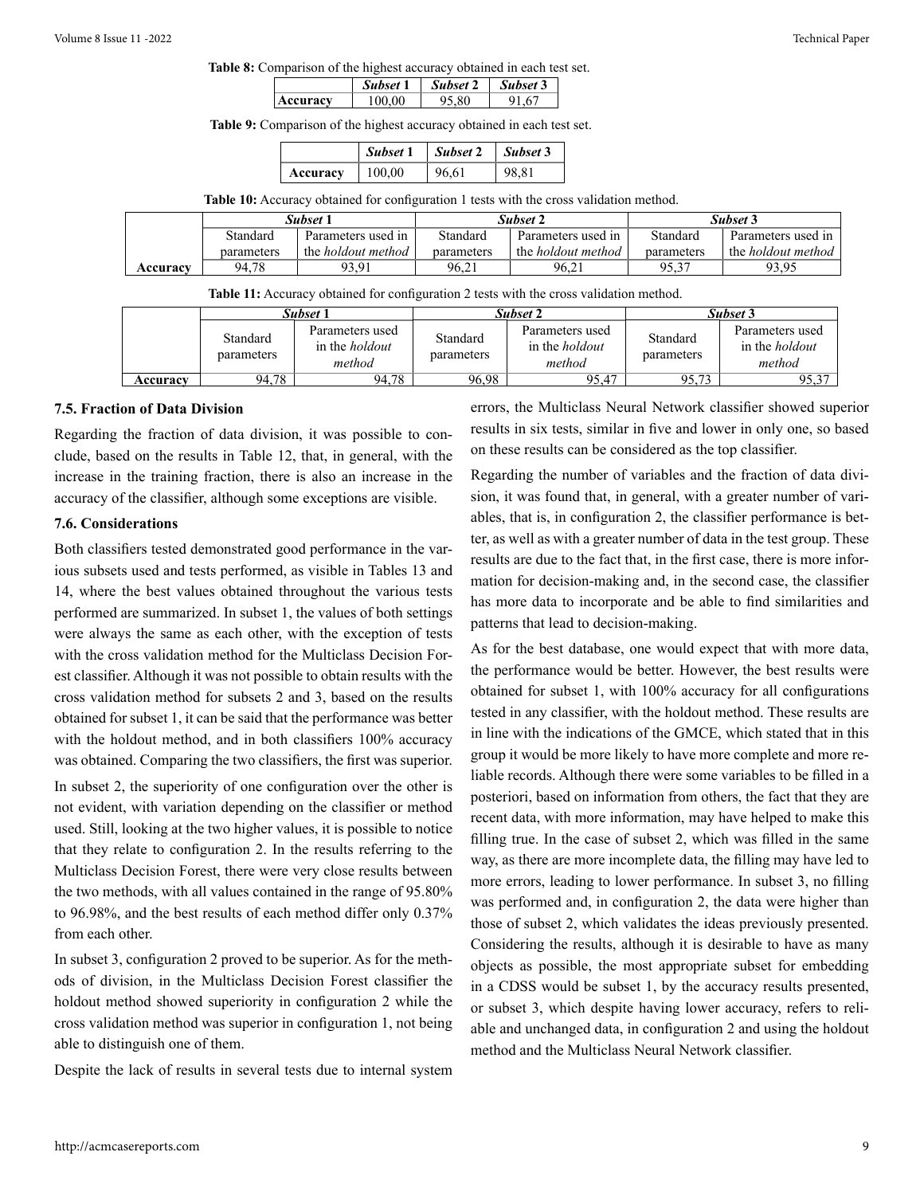**Table 8:** Comparison of the highest accuracy obtained in each test set.

| | *Subset* 1 | *Subset* 2 | *Subset* 3 |
|---|---|---|---|
| **Accuracy** | 100,00 | 95,80 | 91,67 |

**Table 9:** Comparison of the highest accuracy obtained in each test set.

| | *Subset* 1 | *Subset* 2 | *Subset* 3 |
|---|---|---|---|
| **Accuracy** | 100,00 | 96,61 | 98,81 |

**Table 10:** Accuracy obtained for configuration 1 tests with the cross validation method.

| | *Subset* 1 | | *Subset* 2 | | *Subset* 3 | |
|---|---|---|---|---|---|---|
| | Standard parameters | Parameters used in the *holdout method* | Standard parameters | Parameters used in the *holdout method* | Standard parameters | Parameters used in the *holdout method* |
| **Accuracy** | 94,78 | 93,91 | 96,21 | 96,21 | 95,37 | 93,95 |

**Table 11:** Accuracy obtained for configuration 2 tests with the cross validation method.

| | *Subset* 1 | | *Subset* 2 | | *Subset* 3 | |
|---|---|---|---|---|---|---|
| | Standard parameters | Parameters used in the *holdout method* | Standard parameters | Parameters used in the *holdout method* | Standard parameters | Parameters used in the *holdout method* |
| **Accuracy** | 94,78 | 94,78 | 96,98 | 95,47 | 95,73 | 95,37 |

### 7.5. Fraction of Data Division

Regarding the fraction of data division, it was possible to conclude, based on the results in Table 12, that, in general, with the increase in the training fraction, there is also an increase in the accuracy of the classifier, although some exceptions are visible.

### 7.6. Considerations

Both classifiers tested demonstrated good performance in the various subsets used and tests performed, as visible in Tables 13 and 14, where the best values obtained throughout the various tests performed are summarized. In subset 1, the values of both settings were always the same as each other, with the exception of tests with the cross validation method for the Multiclass Decision Forest classifier. Although it was not possible to obtain results with the cross validation method for subsets 2 and 3, based on the results obtained for subset 1, it can be said that the performance was better with the holdout method, and in both classifiers 100% accuracy was obtained. Comparing the two classifiers, the first was superior.

In subset 2, the superiority of one configuration over the other is not evident, with variation depending on the classifier or method used. Still, looking at the two higher values, it is possible to notice that they relate to configuration 2. In the results referring to the Multiclass Decision Forest, there were very close results between the two methods, with all values contained in the range of 95.80% to 96.98%, and the best results of each method differ only 0.37% from each other.

In subset 3, configuration 2 proved to be superior. As for the methods of division, in the Multiclass Decision Forest classifier the holdout method showed superiority in configuration 2 while the cross validation method was superior in configuration 1, not being able to distinguish one of them.

Despite the lack of results in several tests due to internal system errors, the Multiclass Neural Network classifier showed superior results in six tests, similar in five and lower in only one, so based on these results can be considered as the top classifier.

Regarding the number of variables and the fraction of data division, it was found that, in general, with a greater number of variables, that is, in configuration 2, the classifier performance is better, as well as with a greater number of data in the test group. These results are due to the fact that, in the first case, there is more information for decision-making and, in the second case, the classifier has more data to incorporate and be able to find similarities and patterns that lead to decision-making.

As for the best database, one would expect that with more data, the performance would be better. However, the best results were obtained for subset 1, with 100% accuracy for all configurations tested in any classifier, with the holdout method. These results are in line with the indications of the GMCE, which stated that in this group it would be more likely to have more complete and more reliable records. Although there were some variables to be filled in a posteriori, based on information from others, the fact that they are recent data, with more information, may have helped to make this filling true. In the case of subset 2, which was filled in the same way, as there are more incomplete data, the filling may have led to more errors, leading to lower performance. In subset 3, no filling was performed and, in configuration 2, the data were higher than those of subset 2, which validates the ideas previously presented. Considering the results, although it is desirable to have as many objects as possible, the most appropriate subset for embedding in a CDSS would be subset 1, by the accuracy results presented, or subset 3, which despite having lower accuracy, refers to reliable and unchanged data, in configuration 2 and using the holdout method and the Multiclass Neural Network classifier.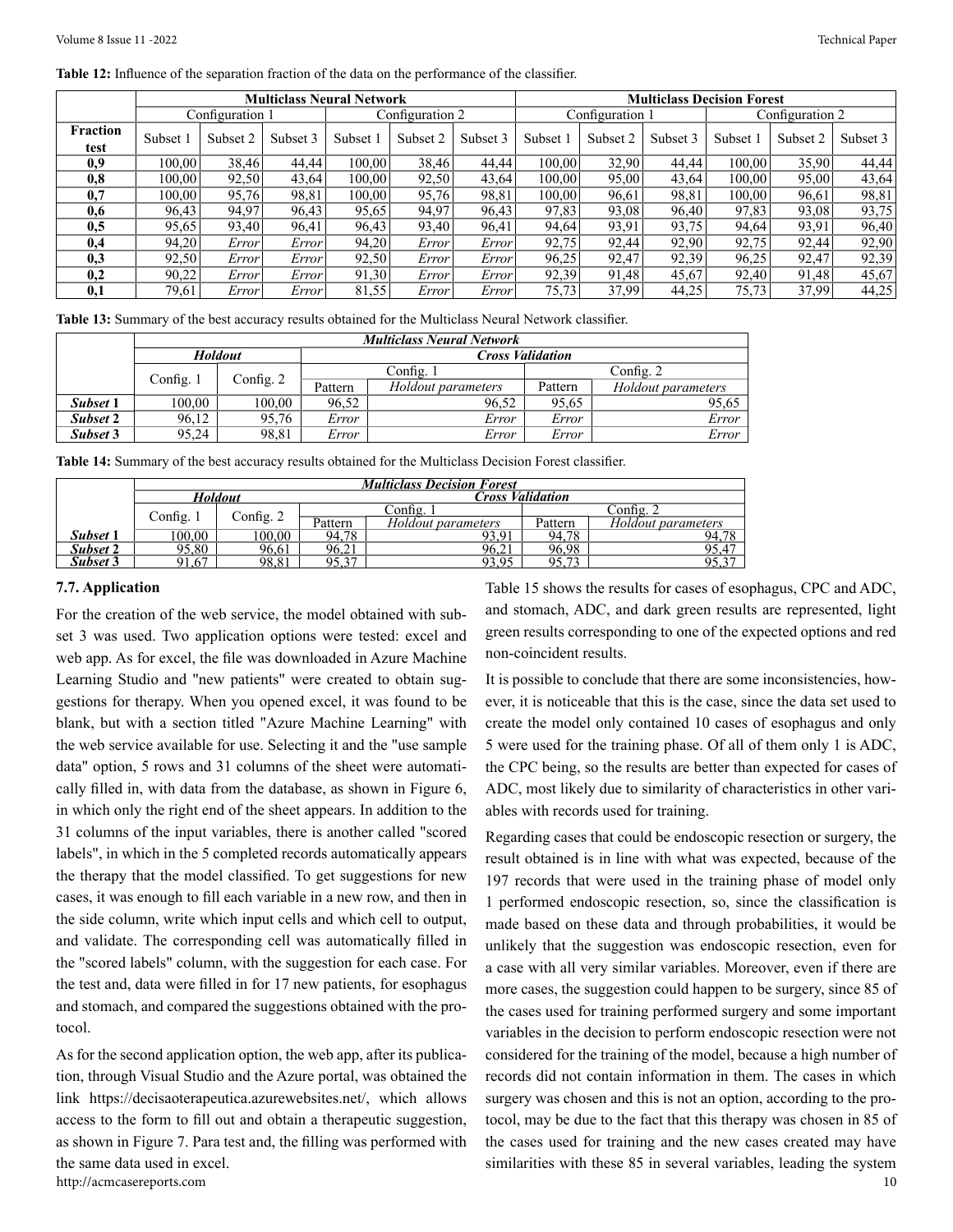**Table 12:** Influence of the separation fraction of the data on the performance of the classifier.

| | Multiclass Neural Network | | | | | | Multiclass Decision Forest | | | | | |
|---|---|---|---|---|---|---|---|---|---|---|---|---|
| | Configuration 1 | | | Configuration 2 | | | Configuration 1 | | | Configuration 2 | | |
| **Fraction test** | Subset 1 | Subset 2 | Subset 3 | Subset 1 | Subset 2 | Subset 3 | Subset 1 | Subset 2 | Subset 3 | Subset 1 | Subset 2 | Subset 3 |
| **0,9** | 100,00 | 38,46 | 44,44 | 100,00 | 38,46 | 44,44 | 100,00 | 32,90 | 44,44 | 100,00 | 35,90 | 44,44 |
| **0,8** | 100,00 | 92,50 | 43,64 | 100,00 | 92,50 | 43,64 | 100,00 | 95,00 | 43,64 | 100,00 | 95,00 | 43,64 |
| **0,7** | 100,00 | 95,76 | 98,81 | 100,00 | 95,76 | 98,81 | 100,00 | 96,61 | 98,81 | 100,00 | 96,61 | 98,81 |
| **0,6** | 96,43 | 94,97 | 96,43 | 95,65 | 94,97 | 96,43 | 97,83 | 93,08 | 96,40 | 97,83 | 93,08 | 93,75 |
| **0,5** | 95,65 | 93,40 | 96,41 | 96,43 | 93,40 | 96,41 | 94,64 | 93,91 | 93,75 | 94,64 | 93,91 | 96,40 |
| **0,4** | 94,20 | *Error* | *Error* | 94,20 | *Error* | *Error* | 92,75 | 92,44 | 92,90 | 92,75 | 92,44 | 92,90 |
| **0,3** | 92,50 | *Error* | *Error* | 92,50 | *Error* | *Error* | 96,25 | 92,47 | 92,39 | 96,25 | 92,47 | 92,39 |
| **0,2** | 90,22 | *Error* | *Error* | 91,30 | *Error* | *Error* | 92,39 | 91,48 | 45,67 | 92,40 | 91,48 | 45,67 |
| **0,1** | 79,61 | *Error* | *Error* | 81,55 | *Error* | *Error* | 75,73 | 37,99 | 44,25 | 75,73 | 37,99 | 44,25 |

**Table 13:** Summary of the best accuracy results obtained for the Multiclass Neural Network classifier.

| | ***Multiclass Neural Network*** | | | | | |
|---|---|---|---|---|---|---|
| | ***Holdout*** | | ***Cross Validation*** | | | |
| | Config. 1 | Config. 2 | Config. 1 | | Config. 2 | |
| | | | Pattern | *Holdout parameters* | Pattern | *Holdout parameters* |
| ***Subset 1*** | 100,00 | 100,00 | 96,52 | 96,52 | 95,65 | 95,65 |
| ***Subset 2*** | 96,12 | 95,76 | *Error* | *Error* | *Error* | *Error* |
| ***Subset 3*** | 95,24 | 98,81 | *Error* | *Error* | *Error* | *Error* |

**Table 14:** Summary of the best accuracy results obtained for the Multiclass Decision Forest classifier.

| | ***Multiclass Decision Forest*** | | | | | |
|---|---|---|---|---|---|---|
| | ***Holdout*** | | ***Cross Validation*** | | | |
| | Config. 1 | Config. 2 | Config. 1 | | Config. 2 | |
| | | | Pattern | *Holdout parameters* | Pattern | *Holdout parameters* |
| ***Subset 1*** | 100,00 | 100,00 | 94,78 | 93,91 | 94,78 | 94,78 |
| ***Subset 2*** | 95,80 | 96,61 | 96,21 | 96,21 | 96,98 | 95,47 |
| ***Subset 3*** | 91,67 | 98,81 | 95,37 | 93,95 | 95,73 | 95,37 |

### 7.7. Application

For the creation of the web service, the model obtained with subset 3 was used. Two application options were tested: excel and web app. As for excel, the file was downloaded in Azure Machine Learning Studio and "new patients" were created to obtain suggestions for therapy. When you opened excel, it was found to be blank, but with a section titled "Azure Machine Learning" with the web service available for use. Selecting it and the "use sample data" option, 5 rows and 31 columns of the sheet were automatically filled in, with data from the database, as shown in Figure 6, in which only the right end of the sheet appears. In addition to the 31 columns of the input variables, there is another called "scored labels", in which in the 5 completed records automatically appears the therapy that the model classified. To get suggestions for new cases, it was enough to fill each variable in a new row, and then in the side column, write which input cells and which cell to output, and validate. The corresponding cell was automatically filled in the "scored labels" column, with the suggestion for each case. For the test and, data were filled in for 17 new patients, for esophagus and stomach, and compared the suggestions obtained with the protocol.

As for the second application option, the web app, after its publication, through Visual Studio and the Azure portal, was obtained the link https://decisaoterapeutica.azurewebsites.net/, which allows access to the form to fill out and obtain a therapeutic suggestion, as shown in Figure 7. Para test and, the filling was performed with the same data used in excel.

Table 15 shows the results for cases of esophagus, CPC and ADC, and stomach, ADC, and dark green results are represented, light green results corresponding to one of the expected options and red non-coincident results.

It is possible to conclude that there are some inconsistencies, however, it is noticeable that this is the case, since the data set used to create the model only contained 10 cases of esophagus and only 5 were used for the training phase. Of all of them only 1 is ADC, the CPC being, so the results are better than expected for cases of ADC, most likely due to similarity of characteristics in other variables with records used for training.

Regarding cases that could be endoscopic resection or surgery, the result obtained is in line with what was expected, because of the 197 records that were used in the training phase of model only 1 performed endoscopic resection, so, since the classification is made based on these data and through probabilities, it would be unlikely that the suggestion was endoscopic resection, even for a case with all very similar variables. Moreover, even if there are more cases, the suggestion could happen to be surgery, since 85 of the cases used for training performed surgery and some important variables in the decision to perform endoscopic resection were not considered for the training of the model, because a high number of records did not contain information in them. The cases in which surgery was chosen and this is not an option, according to the protocol, may be due to the fact that this therapy was chosen in 85 of the cases used for training and the new cases created may have similarities with these 85 in several variables, leading the system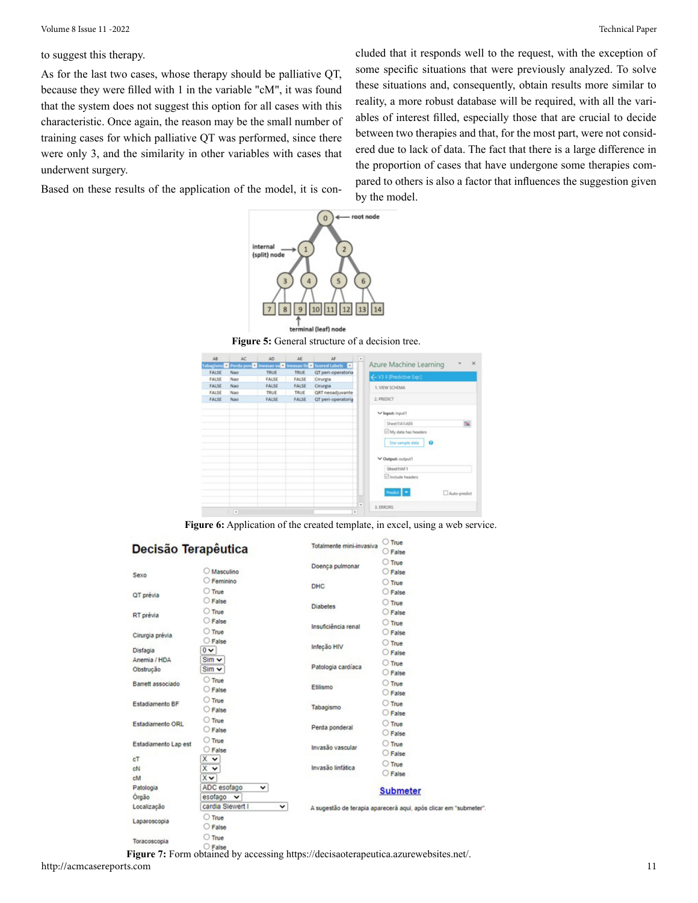to suggest this therapy.

As for the last two cases, whose therapy should be palliative QT, because they were filled with 1 in the variable "cM", it was found that the system does not suggest this option for all cases with this characteristic. Once again, the reason may be the small number of training cases for which palliative QT was performed, since there were only 3, and the similarity in other variables with cases that underwent surgery.

Based on these results of the application of the model, it is concluded that it responds well to the request, with the exception of some specific situations that were previously analyzed. To solve these situations and, consequently, obtain results more similar to reality, a more robust database will be required, with all the variables of interest filled, especially those that are crucial to decide between two therapies and that, for the most part, were not considered due to lack of data. The fact that there is a large difference in the proportion of cases that have undergone some therapies compared to others is also a factor that influences the suggestion given by the model.

**Figure 5:** General structure of a decision tree.

**Figure 6:** Application of the created template, in excel, using a web service.

**Figure 7:** Form obtained by accessing https://decisaoterapeutica.azurewebsites.net/.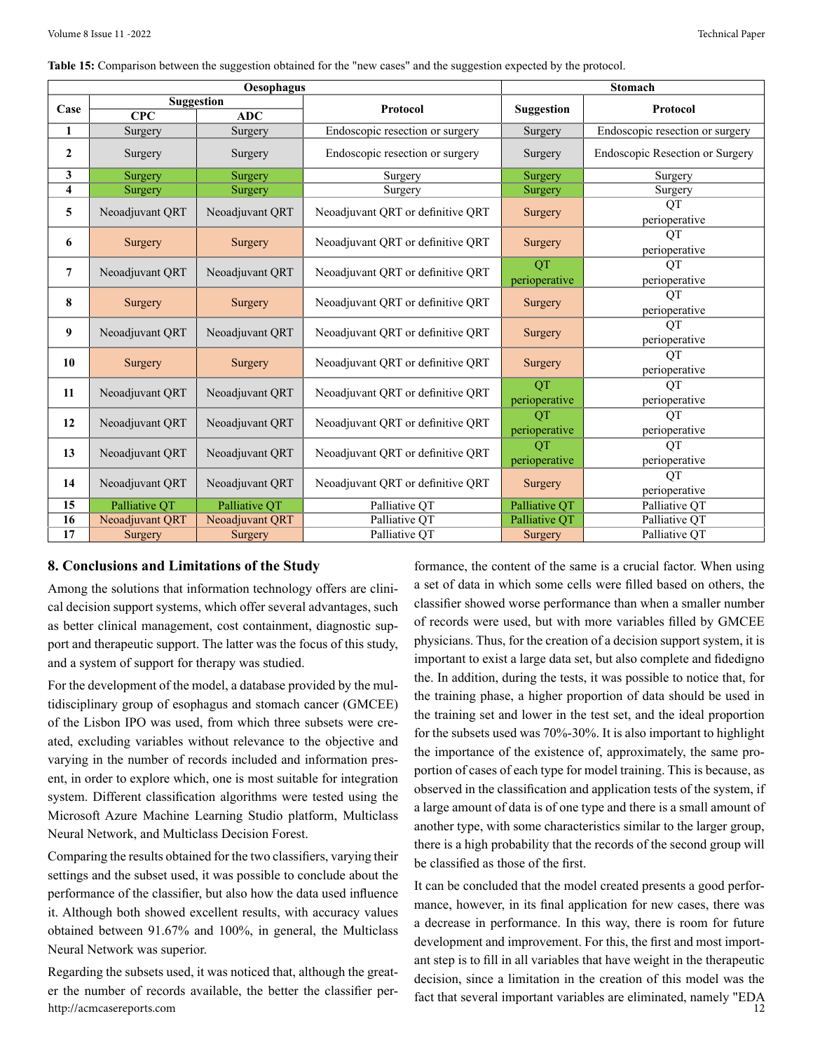**Table 15:** Comparison between the suggestion obtained for the "new cases" and the suggestion expected by the protocol.

| Case | Oesophagus | | | Stomach | |
|---|---|---|---|---|---|
| | Suggestion | | Protocol | Suggestion | Protocol |
| | CPC | ADC | | | |
| 1 | Surgery | Surgery | Endoscopic resection or surgery | Surgery | Endoscopic resection or surgery |
| 2 | Surgery | Surgery | Endoscopic resection or surgery | Surgery | Endoscopic Resection or Surgery |
| 3 | Surgery | Surgery | Surgery | Surgery | Surgery |
| 4 | Surgery | Surgery | Surgery | Surgery | Surgery |
| 5 | Neoadjuvant QRT | Neoadjuvant QRT | Neoadjuvant QRT or definitive QRT | Surgery | QT perioperative |
| 6 | Surgery | Surgery | Neoadjuvant QRT or definitive QRT | Surgery | QT perioperative |
| 7 | Neoadjuvant QRT | Neoadjuvant QRT | Neoadjuvant QRT or definitive QRT | QT perioperative | QT perioperative |
| 8 | Surgery | Surgery | Neoadjuvant QRT or definitive QRT | Surgery | QT perioperative |
| 9 | Neoadjuvant QRT | Neoadjuvant QRT | Neoadjuvant QRT or definitive QRT | Surgery | QT perioperative |
| 10 | Surgery | Surgery | Neoadjuvant QRT or definitive QRT | Surgery | QT perioperative |
| 11 | Neoadjuvant QRT | Neoadjuvant QRT | Neoadjuvant QRT or definitive QRT | QT perioperative | QT perioperative |
| 12 | Neoadjuvant QRT | Neoadjuvant QRT | Neoadjuvant QRT or definitive QRT | QT perioperative | QT perioperative |
| 13 | Neoadjuvant QRT | Neoadjuvant QRT | Neoadjuvant QRT or definitive QRT | QT perioperative | QT perioperative |
| 14 | Neoadjuvant QRT | Neoadjuvant QRT | Neoadjuvant QRT or definitive QRT | Surgery | QT perioperative |
| 15 | Palliative QT | Palliative QT | Palliative QT | Palliative QT | Palliative QT |
| 16 | Neoadjuvant QRT | Neoadjuvant QRT | Palliative QT | Palliative QT | Palliative QT |
| 17 | Surgery | Surgery | Palliative QT | Surgery | Palliative QT |

## 8. Conclusions and Limitations of the Study

Among the solutions that information technology offers are clinical decision support systems, which offer several advantages, such as better clinical management, cost containment, diagnostic support and therapeutic support. The latter was the focus of this study, and a system of support for therapy was studied.

For the development of the model, a database provided by the multidisciplinary group of esophagus and stomach cancer (GMCEE) of the Lisbon IPO was used, from which three subsets were created, excluding variables without relevance to the objective and varying in the number of records included and information present, in order to explore which, one is most suitable for integration system. Different classification algorithms were tested using the Microsoft Azure Machine Learning Studio platform, Multiclass Neural Network, and Multiclass Decision Forest.

Comparing the results obtained for the two classifiers, varying their settings and the subset used, it was possible to conclude about the performance of the classifier, but also how the data used influence it. Although both showed excellent results, with accuracy values obtained between 91.67% and 100%, in general, the Multiclass Neural Network was superior.

Regarding the subsets used, it was noticed that, although the greater the number of records available, the better the classifier performance, the content of the same is a crucial factor. When using a set of data in which some cells were filled based on others, the classifier showed worse performance than when a smaller number of records were used, but with more variables filled by GMCEE physicians. Thus, for the creation of a decision support system, it is important to exist a large data set, but also complete and fidedigno the. In addition, during the tests, it was possible to notice that, for the training phase, a higher proportion of data should be used in the training set and lower in the test set, and the ideal proportion for the subsets used was 70%-30%. It is also important to highlight the importance of the existence of, approximately, the same proportion of cases of each type for model training. This is because, as observed in the classification and application tests of the system, if a large amount of data is of one type and there is a small amount of another type, with some characteristics similar to the larger group, there is a high probability that the records of the second group will be classified as those of the first.

It can be concluded that the model created presents a good performance, however, in its final application for new cases, there was a decrease in performance. In this way, there is room for future development and improvement. For this, the first and most important step is to fill in all variables that have weight in the therapeutic decision, since a limitation in the creation of this model was the fact that several important variables are eliminated, namely "EDA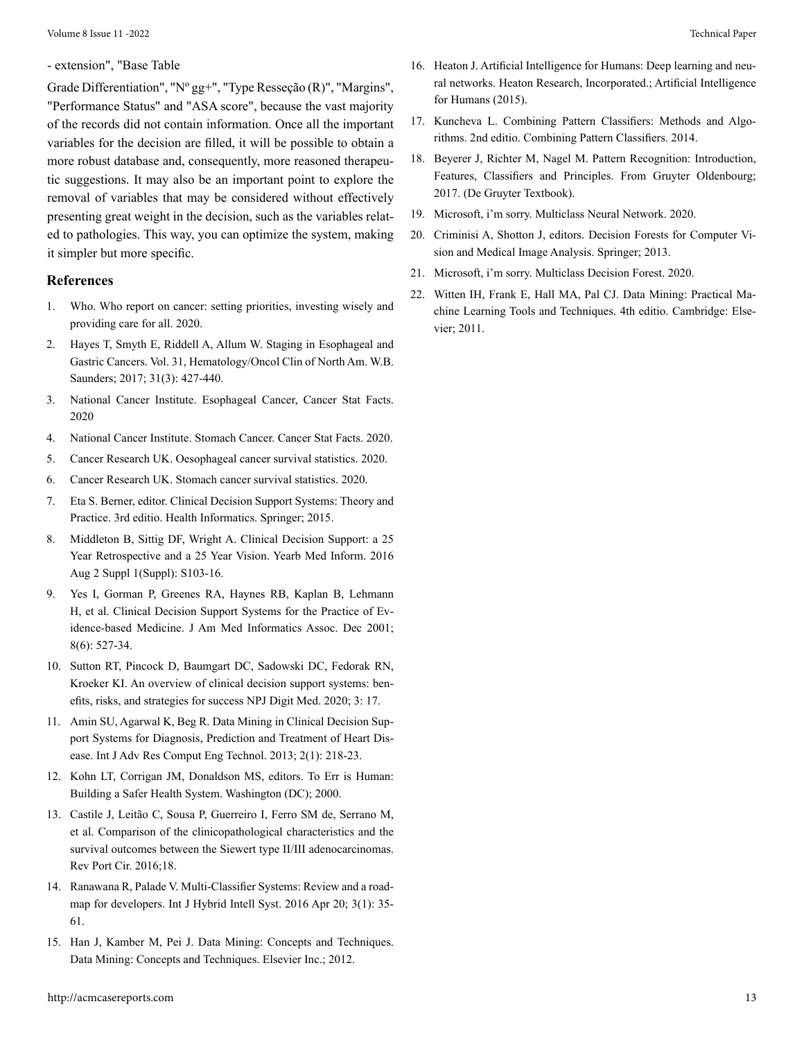- extension", "Base Table

Grade Differentiation", "Nº gg+", "Type Resseção (R)", "Margins", "Performance Status" and "ASA score", because the vast majority of the records did not contain information. Once all the important variables for the decision are filled, it will be possible to obtain a more robust database and, consequently, more reasoned therapeutic suggestions. It may also be an important point to explore the removal of variables that may be considered without effectively presenting great weight in the decision, such as the variables related to pathologies. This way, you can optimize the system, making it simpler but more specific.

## References

1. Who. Who report on cancer: setting priorities, investing wisely and providing care for all. 2020.
2. Hayes T, Smyth E, Riddell A, Allum W. Staging in Esophageal and Gastric Cancers. Vol. 31, Hematology/Oncol Clin of North Am. W.B. Saunders; 2017; 31(3): 427-440.
3. National Cancer Institute. Esophageal Cancer, Cancer Stat Facts. 2020
4. National Cancer Institute. Stomach Cancer. Cancer Stat Facts. 2020.
5. Cancer Research UK. Oesophageal cancer survival statistics. 2020.
6. Cancer Research UK. Stomach cancer survival statistics. 2020.
7. Eta S. Berner, editor. Clinical Decision Support Systems: Theory and Practice. 3rd editio. Health Informatics. Springer; 2015.
8. Middleton B, Sittig DF, Wright A. Clinical Decision Support: a 25 Year Retrospective and a 25 Year Vision. Yearb Med Inform. 2016 Aug 2 Suppl 1(Suppl): S103-16.
9. Yes I, Gorman P, Greenes RA, Haynes RB, Kaplan B, Lehmann H, et al. Clinical Decision Support Systems for the Practice of Evidence-based Medicine. J Am Med Informatics Assoc. Dec 2001; 8(6): 527-34.
10. Sutton RT, Pincock D, Baumgart DC, Sadowski DC, Fedorak RN, Kroeker KI. An overview of clinical decision support systems: benefits, risks, and strategies for success NPJ Digit Med. 2020; 3: 17.
11. Amin SU, Agarwal K, Beg R. Data Mining in Clinical Decision Support Systems for Diagnosis, Prediction and Treatment of Heart Disease. Int J Adv Res Comput Eng Technol. 2013; 2(1): 218-23.
12. Kohn LT, Corrigan JM, Donaldson MS, editors. To Err is Human: Building a Safer Health System. Washington (DC); 2000.
13. Castile J, Leitão C, Sousa P, Guerreiro I, Ferro SM de, Serrano M, et al. Comparison of the clinicopathological characteristics and the survival outcomes between the Siewert type II/III adenocarcinomas. Rev Port Cir. 2016;18.
14. Ranawana R, Palade V. Multi-Classifier Systems: Review and a roadmap for developers. Int J Hybrid Intell Syst. 2016 Apr 20; 3(1): 35-61.
15. Han J, Kamber M, Pei J. Data Mining: Concepts and Techniques. Data Mining: Concepts and Techniques. Elsevier Inc.; 2012.
16. Heaton J. Artificial Intelligence for Humans: Deep learning and neural networks. Heaton Research, Incorporated.; Artificial Intelligence for Humans (2015).
17. Kuncheva L. Combining Pattern Classifiers: Methods and Algorithms. 2nd editio. Combining Pattern Classifiers. 2014.
18. Beyerer J, Richter M, Nagel M. Pattern Recognition: Introduction, Features, Classifiers and Principles. From Gruyter Oldenbourg; 2017. (De Gruyter Textbook).
19. Microsoft, i'm sorry. Multiclass Neural Network. 2020.
20. Criminisi A, Shotton J, editors. Decision Forests for Computer Vision and Medical Image Analysis. Springer; 2013.
21. Microsoft, i'm sorry. Multiclass Decision Forest. 2020.
22. Witten IH, Frank E, Hall MA, Pal CJ. Data Mining: Practical Machine Learning Tools and Techniques. 4th editio. Cambridge: Elsevier; 2011.